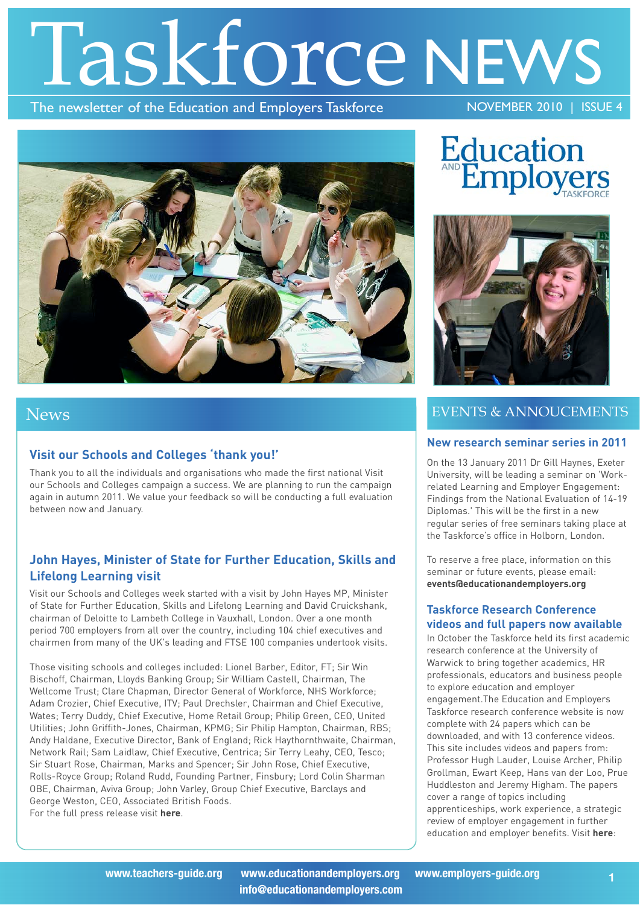# Taskforce NEWS

The newsletter of the Education and Employers Taskforce

NOVEMBER 2010 | ISSUE 4

Education and Employers Taskforce

## News

### Visit our Schools and Colleges 'thank you!'

Thank you to all the individuals and organisations who made the first national Visit our Schools and Colleges campaign a success. We are planning to run the campaign again in autumn 2011. We value your feedback so will be conducting a full evaluation between now and January.

### John Hayes, Minister of State for Further Education, Skills and Lifelong Learning visit

Visit our Schools and Colleges week started with a visit by John Hayes MP, Minister of State for Further Education, Skills and Lifelong Learning and David Cruickshank, chairman of Deloitte to Lambeth College in Vauxhall, London. Over a one month period 700 employers from all over the country, including 104 chief executives and chairmen from many of the UK's leading and FTSE 100 companies undertook visits.

Those visiting schools and colleges included: Lionel Barber, Editor, FT; Sir Win Bischoff, Chairman, Lloyds Banking Group; Sir William Castell, Chairman, The Wellcome Trust; Clare Chapman, Director General of Workforce, NHS Workforce; Adam Crozier, Chief Executive, ITV; Paul Drechsler, Chairman and Chief Executive, Wates; Terry Duddy, Chief Executive, Home Retail Group; Philip Green, CEO, United Utilities; John Griffith-Jones, Chairman, KPMG; Sir Philip Hampton, Chairman, RBS; Andy Haldane, Executive Director, Bank of England; Rick Haythornthwaite, Chairman, Network Rail; Sam Laidlaw, Chief Executive, Centrica; Sir Terry Leahy, CEO, Tesco; Sir Stuart Rose, Chairman, Marks and Spencer; Sir John Rose, Chief Executive, Rolls-Royce Group; Roland Rudd, Founding Partner, Finsbury; Lord Colin Sharman OBE, Chairman, Aviva Group; John Varley, Group Chief Executive, Barclays and George Weston, CEO, Associated British Foods.
For the full press release visit **here**.

## EVENTS & ANNOUCEMENTS

### New research seminar series in 2011

On the 13 January 2011 Dr Gill Haynes, Exeter University, will be leading a seminar on 'Work-related Learning and Employer Engagement: Findings from the National Evaluation of 14-19 Diplomas.' This will be the first in a new regular series of free seminars taking place at the Taskforce's office in Holborn, London.

To reserve a free place, information on this seminar or future events, please email: **events@educationandemployers.org**

### Taskforce Research Conference videos and full papers now available

In October the Taskforce held its first academic research conference at the University of Warwick to bring together academics, HR professionals, educators and business people to explore education and employer engagement.The Education and Employers Taskforce research conference website is now complete with 24 papers which can be downloaded, and with 13 conference videos. This site includes videos and papers from: Professor Hugh Lauder, Louise Archer, Philip Grollman, Ewart Keep, Hans van der Loo, Prue Huddleston and Jeremy Higham. The papers cover a range of topics including apprenticeships, work experience, a strategic review of employer engagement in further education and employer benefits. Visit **here**:

www.teachers-guide.org | www.educationandemployers.org | www.employers-guide.org | info@educationandemployers.com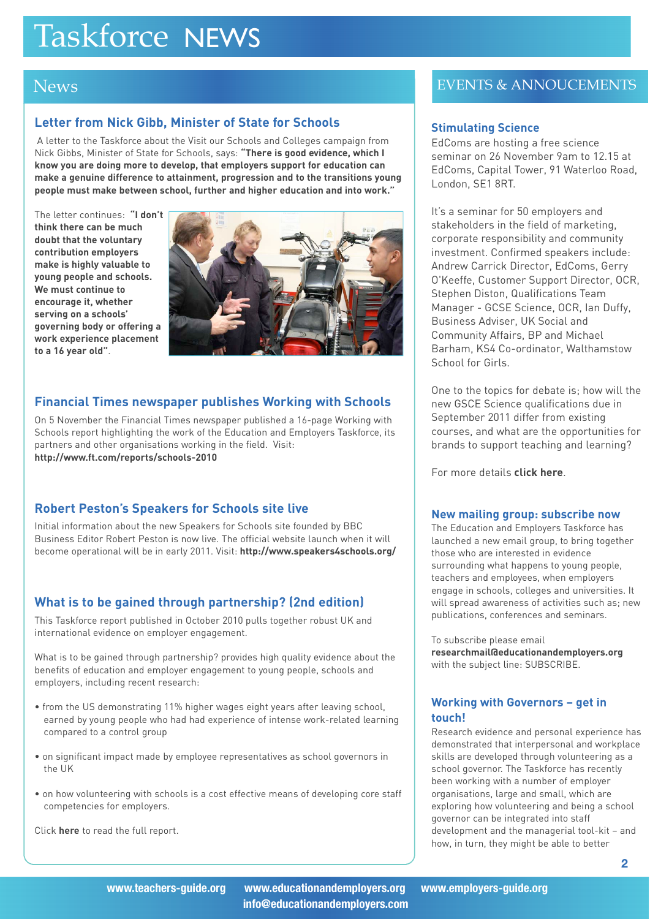# Taskforce NEWS

## News

### Letter from Nick Gibb, Minister of State for Schools

A letter to the Taskforce about the Visit our Schools and Colleges campaign from Nick Gibbs, Minister of State for Schools, says: **"There is good evidence, which I know you are doing more to develop, that employers support for education can make a genuine difference to attainment, progression and to the transitions young people must make between school, further and higher education and into work."**

The letter continues: **"I don't think there can be much doubt that the voluntary contribution employers make is highly valuable to young people and schools. We must continue to encourage it, whether serving on a schools' governing body or offering a work experience placement to a 16 year old"**.

### Financial Times newspaper publishes Working with Schools

On 5 November the Financial Times newspaper published a 16-page Working with Schools report highlighting the work of the Education and Employers Taskforce, its partners and other organisations working in the field. Visit: **http://www.ft.com/reports/schools-2010**

### Robert Peston's Speakers for Schools site live

Initial information about the new Speakers for Schools site founded by BBC Business Editor Robert Peston is now live. The official website launch when it will become operational will be in early 2011. Visit: **http://www.speakers4schools.org/**

### What is to be gained through partnership? (2nd edition)

This Taskforce report published in October 2010 pulls together robust UK and international evidence on employer engagement.

What is to be gained through partnership? provides high quality evidence about the benefits of education and employer engagement to young people, schools and employers, including recent research:

- from the US demonstrating 11% higher wages eight years after leaving school, earned by young people who had had experience of intense work-related learning compared to a control group
- on significant impact made by employee representatives as school governors in the UK
- on how volunteering with schools is a cost effective means of developing core staff competencies for employers.

Click **here** to read the full report.

## EVENTS & ANNOUCEMENTS

### Stimulating Science

EdComs are hosting a free science seminar on 26 November 9am to 12.15 at EdComs, Capital Tower, 91 Waterloo Road, London, SE1 8RT.

It's a seminar for 50 employers and stakeholders in the field of marketing, corporate responsibility and community investment. Confirmed speakers include: Andrew Carrick Director, EdComs, Gerry O'Keeffe, Customer Support Director, OCR, Stephen Diston, Qualifications Team Manager - GCSE Science, OCR, Ian Duffy, Business Adviser, UK Social and Community Affairs, BP and Michael Barham, KS4 Co-ordinator, Walthamstow School for Girls.

One to the topics for debate is; how will the new GSCE Science qualifications due in September 2011 differ from existing courses, and what are the opportunities for brands to support teaching and learning?

For more details **click here**.

### New mailing group: subscribe now

The Education and Employers Taskforce has launched a new email group, to bring together those who are interested in evidence surrounding what happens to young people, teachers and employees, when employers engage in schools, colleges and universities. It will spread awareness of activities such as; new publications, conferences and seminars.

To subscribe please email **researchmail@educationandemployers.org** with the subject line: SUBSCRIBE.

### Working with Governors – get in touch!

Research evidence and personal experience has demonstrated that interpersonal and workplace skills are developed through volunteering as a school governor. The Taskforce has recently been working with a number of employer organisations, large and small, which are exploring how volunteering and being a school governor can be integrated into staff development and the managerial tool-kit – and how, in turn, they might be able to better

**www.teachers-guide.org www.educationandemployers.org www.employers-guide.org info@educationandemployers.com**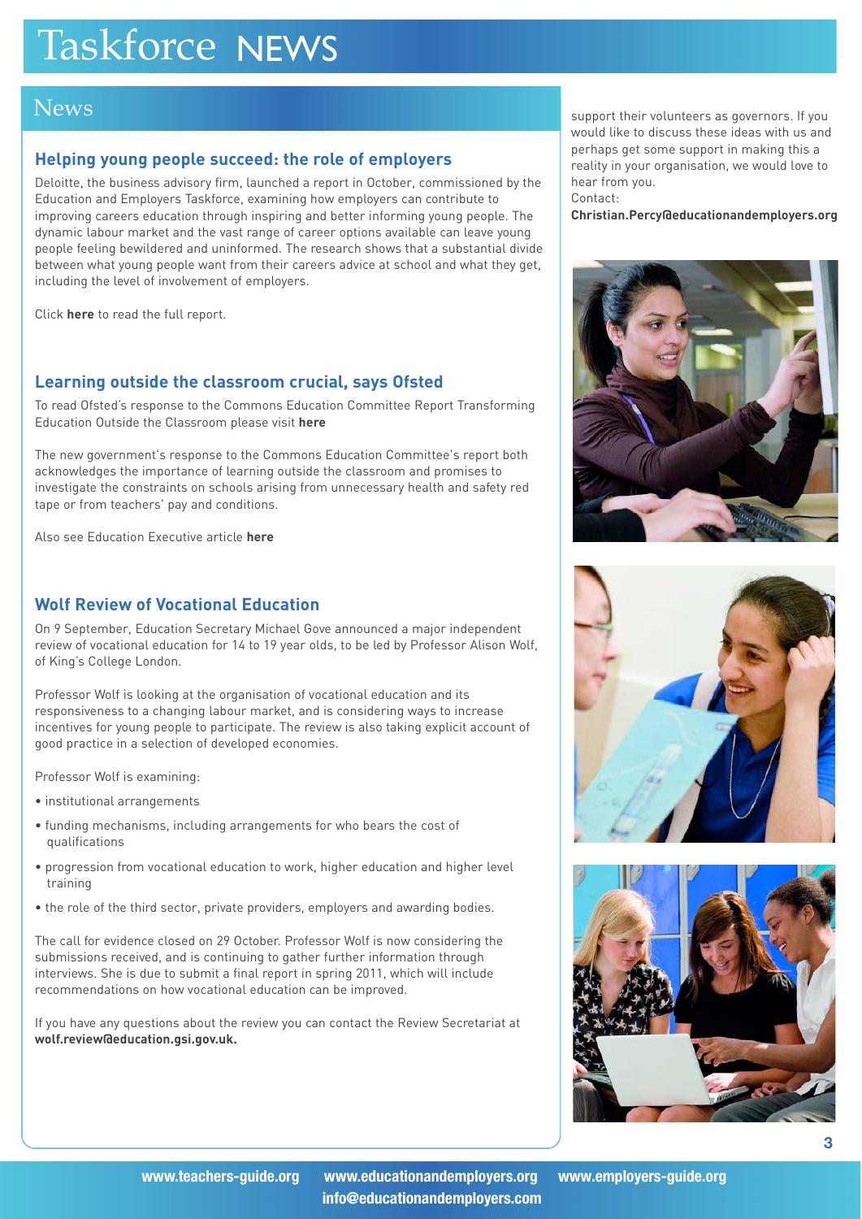# Taskforce NEWS

## News

### Helping young people succeed: the role of employers

Deloitte, the business advisory firm, launched a report in October, commissioned by the Education and Employers Taskforce, examining how employers can contribute to improving careers education through inspiring and better informing young people. The dynamic labour market and the vast range of career options available can leave young people feeling bewildered and uninformed. The research shows that a substantial divide between what young people want from their careers advice at school and what they get, including the level of involvement of employers.

Click **here** to read the full report.

### Learning outside the classroom crucial, says Ofsted

To read Ofsted's response to the Commons Education Committee Report Transforming Education Outside the Classroom please visit **here**

The new government's response to the Commons Education Committee's report both acknowledges the importance of learning outside the classroom and promises to investigate the constraints on schools arising from unnecessary health and safety red tape or from teachers' pay and conditions.

Also see Education Executive article **here**

### Wolf Review of Vocational Education

On 9 September, Education Secretary Michael Gove announced a major independent review of vocational education for 14 to 19 year olds, to be led by Professor Alison Wolf, of King's College London.

Professor Wolf is looking at the organisation of vocational education and its responsiveness to a changing labour market, and is considering ways to increase incentives for young people to participate. The review is also taking explicit account of good practice in a selection of developed economies.

Professor Wolf is examining:

- institutional arrangements
- funding mechanisms, including arrangements for who bears the cost of qualifications
- progression from vocational education to work, higher education and higher level training
- the role of the third sector, private providers, employers and awarding bodies.

The call for evidence closed on 29 October. Professor Wolf is now considering the submissions received, and is continuing to gather further information through interviews. She is due to submit a final report in spring 2011, which will include recommendations on how vocational education can be improved.

If you have any questions about the review you can contact the Review Secretariat at **wolf.review@education.gsi.gov.uk.**

support their volunteers as governors. If you would like to discuss these ideas with us and perhaps get some support in making this a reality in your organisation, we would love to hear from you.
Contact:
**Christian.Percy@educationandemployers.org**

**www.teachers-guide.org** **www.educationandemployers.org** **www.employers-guide.org**
**info@educationandemployers.com**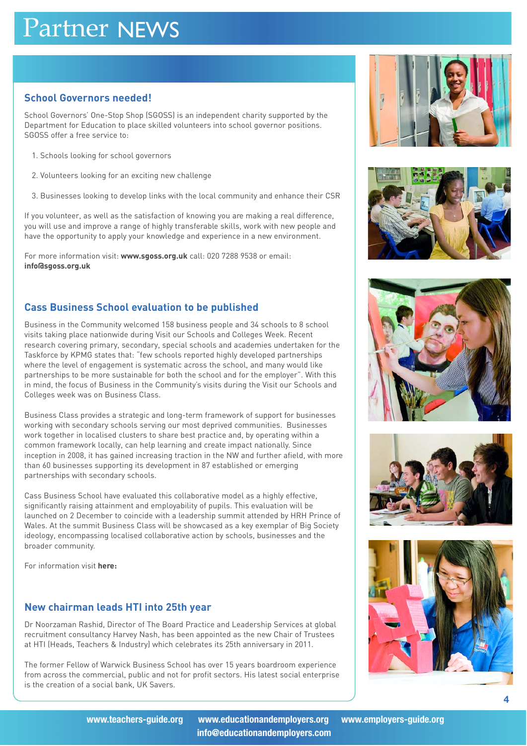# Partner NEWS

## School Governors needed!

School Governors' One-Stop Shop (SGOSS) is an independent charity supported by the Department for Education to place skilled volunteers into school governor positions. SGOSS offer a free service to:

1. Schools looking for school governors
2. Volunteers looking for an exciting new challenge
3. Businesses looking to develop links with the local community and enhance their CSR

If you volunteer, as well as the satisfaction of knowing you are making a real difference, you will use and improve a range of highly transferable skills, work with new people and have the opportunity to apply your knowledge and experience in a new environment.

For more information visit: **www.sgoss.org.uk** call: 020 7288 9538 or email: **info@sgoss.org.uk**

## Cass Business School evaluation to be published

Business in the Community welcomed 158 business people and 34 schools to 8 school visits taking place nationwide during Visit our Schools and Colleges Week. Recent research covering primary, secondary, special schools and academies undertaken for the Taskforce by KPMG states that: "few schools reported highly developed partnerships where the level of engagement is systematic across the school, and many would like partnerships to be more sustainable for both the school and for the employer". With this in mind, the focus of Business in the Community's visits during the Visit our Schools and Colleges week was on Business Class.

Business Class provides a strategic and long-term framework of support for businesses working with secondary schools serving our most deprived communities. Businesses work together in localised clusters to share best practice and, by operating within a common framework locally, can help learning and create impact nationally. Since inception in 2008, it has gained increasing traction in the NW and further afield, with more than 60 businesses supporting its development in 87 established or emerging partnerships with secondary schools.

Cass Business School have evaluated this collaborative model as a highly effective, significantly raising attainment and employability of pupils. This evaluation will be launched on 2 December to coincide with a leadership summit attended by HRH Prince of Wales. At the summit Business Class will be showcased as a key exemplar of Big Society ideology, encompassing localised collaborative action by schools, businesses and the broader community.

For information visit **here:**

## New chairman leads HTI into 25th year

Dr Noorzaman Rashid, Director of The Board Practice and Leadership Services at global recruitment consultancy Harvey Nash, has been appointed as the new Chair of Trustees at HTI (Heads, Teachers & Industry) which celebrates its 25th anniversary in 2011.

The former Fellow of Warwick Business School has over 15 years boardroom experience from across the commercial, public and not for profit sectors. His latest social enterprise is the creation of a social bank, UK Savers.

**www.teachers-guide.org** **www.educationandemployers.org** **www.employers-guide.org** **info@educationandemployers.com**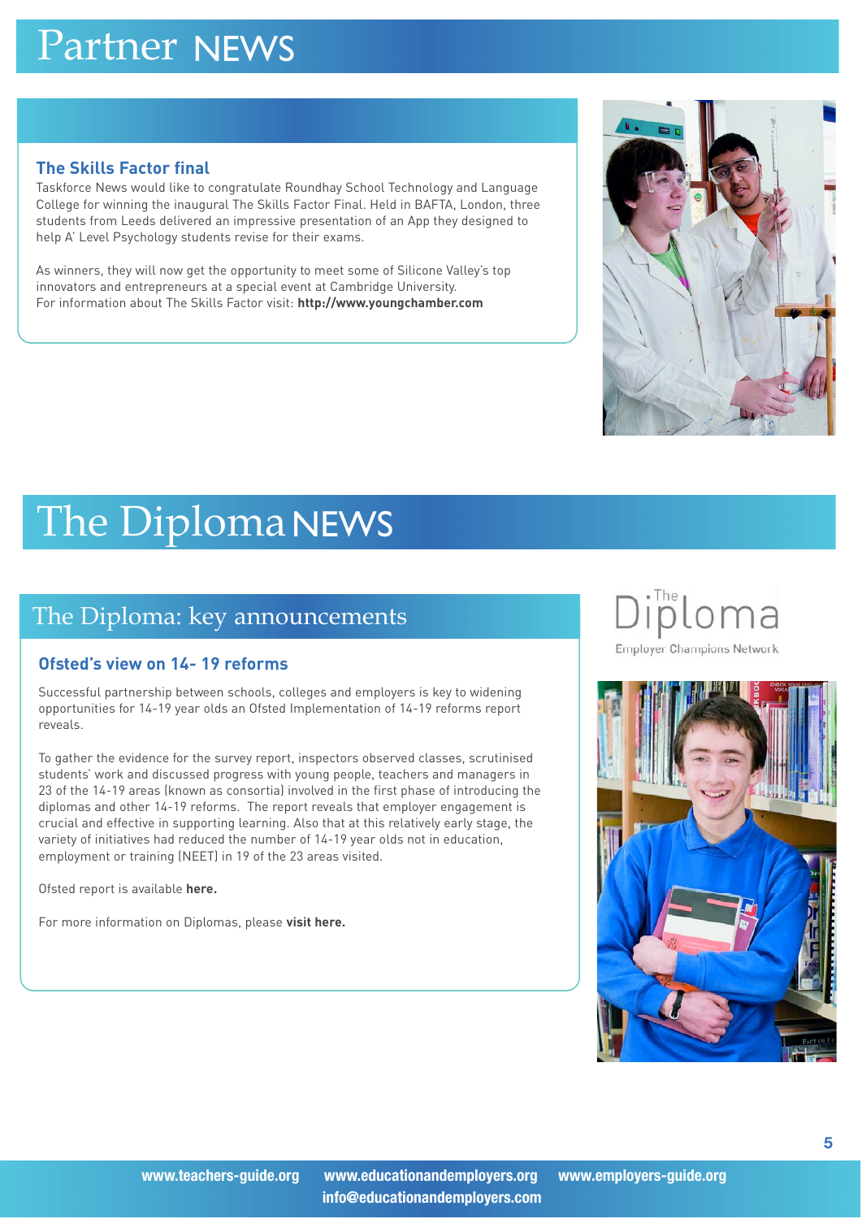# Partner NEWS

### The Skills Factor final

Taskforce News would like to congratulate Roundhay School Technology and Language College for winning the inaugural The Skills Factor Final. Held in BAFTA, London, three students from Leeds delivered an impressive presentation of an App they designed to help A' Level Psychology students revise for their exams.

As winners, they will now get the opportunity to meet some of Silicone Valley's top innovators and entrepreneurs at a special event at Cambridge University.
For information about The Skills Factor visit: **http://www.youngchamber.com**

# The Diploma NEWS

## The Diploma: key announcements

The Diploma
Employer Champions Network

### Ofsted's view on 14- 19 reforms

Successful partnership between schools, colleges and employers is key to widening opportunities for 14-19 year olds an Ofsted Implementation of 14-19 reforms report reveals.

To gather the evidence for the survey report, inspectors observed classes, scrutinised students' work and discussed progress with young people, teachers and managers in 23 of the 14-19 areas (known as consortia) involved in the first phase of introducing the diplomas and other 14-19 reforms. The report reveals that employer engagement is crucial and effective in supporting learning. Also that at this relatively early stage, the variety of initiatives had reduced the number of 14-19 year olds not in education, employment or training (NEET) in 19 of the 23 areas visited.

Ofsted report is available **here.**

For more information on Diplomas, please **visit here.**

**www.teachers-guide.org** **www.educationandemployers.org** **www.employers-guide.org**
**info@educationandemployers.com**